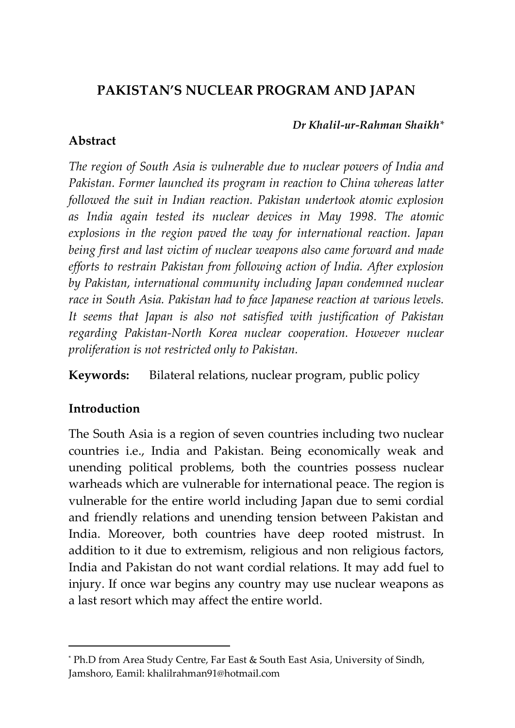# PAKISTAN'S NUCLEAR PROGRAM AND JAPAN

***Dr Khalil-ur-Rahman Shaikh**** [*]

## Abstract

*The region of South Asia is vulnerable due to nuclear powers of India and Pakistan. Former launched its program in reaction to China whereas latter followed the suit in Indian reaction. Pakistan undertook atomic explosion as India again tested its nuclear devices in May 1998. The atomic explosions in the region paved the way for international reaction. Japan being first and last victim of nuclear weapons also came forward and made efforts to restrain Pakistan from following action of India. After explosion by Pakistan, international community including Japan condemned nuclear race in South Asia. Pakistan had to face Japanese reaction at various levels. It seems that Japan is also not satisfied with justification of Pakistan regarding Pakistan-North Korea nuclear cooperation. However nuclear proliferation is not restricted only to Pakistan.*

**Keywords:** Bilateral relations, nuclear program, public policy

## Introduction

The South Asia is a region of seven countries including two nuclear countries i.e., India and Pakistan. Being economically weak and unending political problems, both the countries possess nuclear warheads which are vulnerable for international peace. The region is vulnerable for the entire world including Japan due to semi cordial and friendly relations and unending tension between Pakistan and India. Moreover, both countries have deep rooted mistrust. In addition to it due to extremism, religious and non religious factors, India and Pakistan do not want cordial relations. It may add fuel to injury. If once war begins any country may use nuclear weapons as a last resort which may affect the entire world.

---

[*] Ph.D from Area Study Centre, Far East & South East Asia, University of Sindh, Jamshoro, Eamil: khalilrahman91@hotmail.com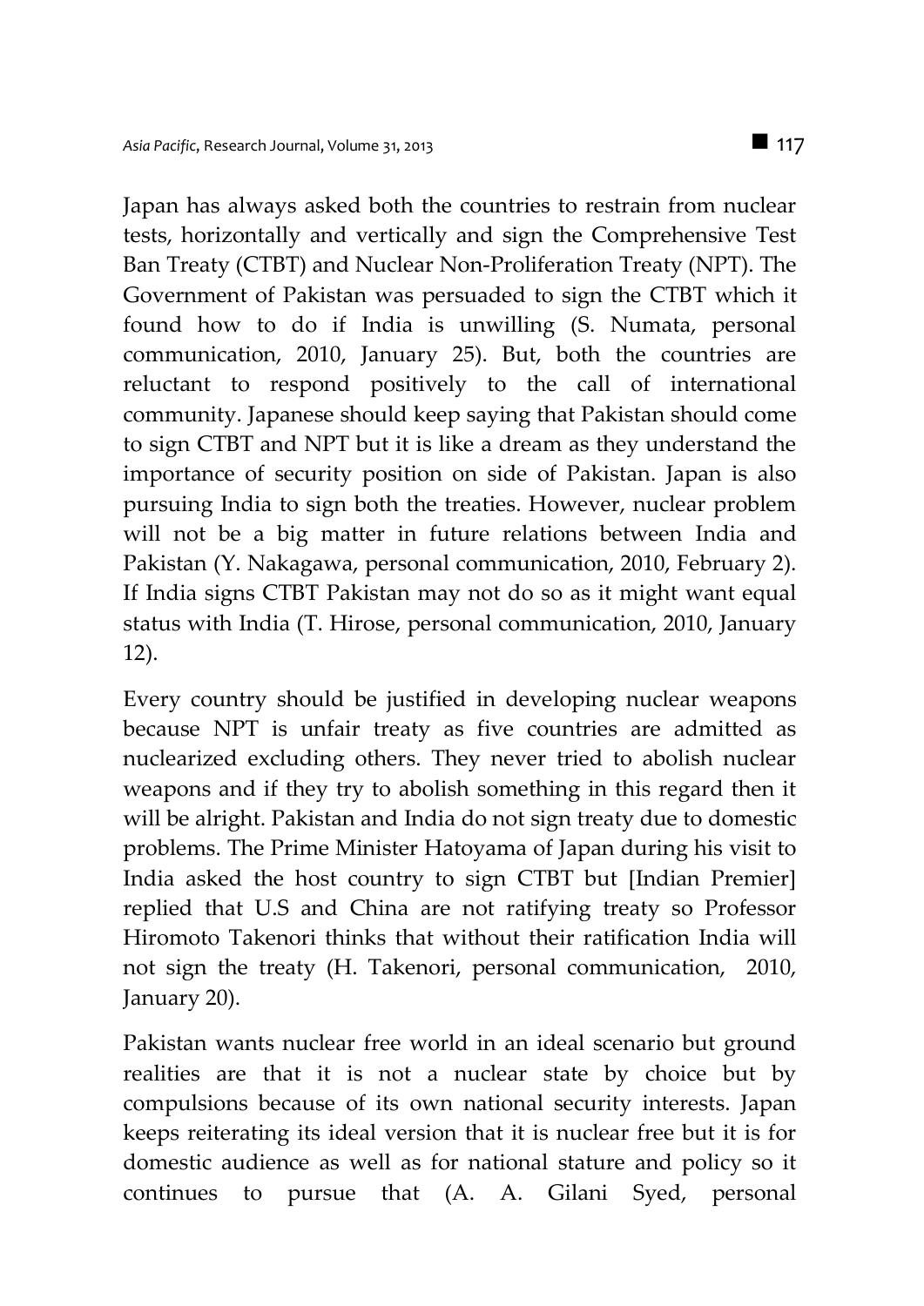Japan has always asked both the countries to restrain from nuclear tests, horizontally and vertically and sign the Comprehensive Test Ban Treaty (CTBT) and Nuclear Non-Proliferation Treaty (NPT). The Government of Pakistan was persuaded to sign the CTBT which it found how to do if India is unwilling (S. Numata, personal communication, 2010, January 25). But, both the countries are reluctant to respond positively to the call of international community. Japanese should keep saying that Pakistan should come to sign CTBT and NPT but it is like a dream as they understand the importance of security position on side of Pakistan. Japan is also pursuing India to sign both the treaties. However, nuclear problem will not be a big matter in future relations between India and Pakistan (Y. Nakagawa, personal communication, 2010, February 2). If India signs CTBT Pakistan may not do so as it might want equal status with India (T. Hirose, personal communication, 2010, January 12).

Every country should be justified in developing nuclear weapons because NPT is unfair treaty as five countries are admitted as nuclearized excluding others. They never tried to abolish nuclear weapons and if they try to abolish something in this regard then it will be alright. Pakistan and India do not sign treaty due to domestic problems. The Prime Minister Hatoyama of Japan during his visit to India asked the host country to sign CTBT but [Indian Premier] replied that U.S and China are not ratifying treaty so Professor Hiromoto Takenori thinks that without their ratification India will not sign the treaty (H. Takenori, personal communication, 2010, January 20).

Pakistan wants nuclear free world in an ideal scenario but ground realities are that it is not a nuclear state by choice but by compulsions because of its own national security interests. Japan keeps reiterating its ideal version that it is nuclear free but it is for domestic audience as well as for national stature and policy so it continues to pursue that (A. A. Gilani Syed, personal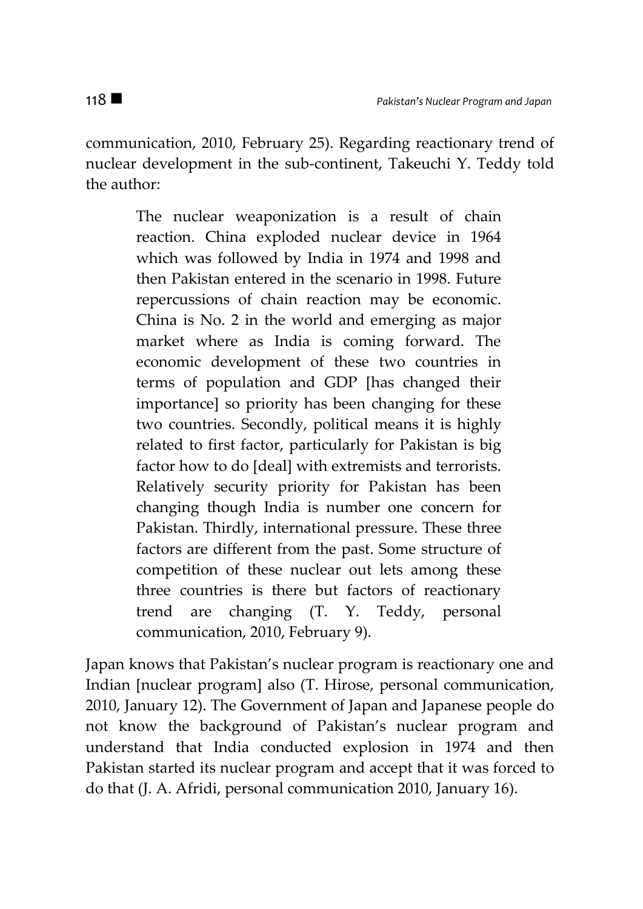communication, 2010, February 25). Regarding reactionary trend of nuclear development in the sub-continent, Takeuchi Y. Teddy told the author:

> The nuclear weaponization is a result of chain reaction. China exploded nuclear device in 1964 which was followed by India in 1974 and 1998 and then Pakistan entered in the scenario in 1998. Future repercussions of chain reaction may be economic. China is No. 2 in the world and emerging as major market where as India is coming forward. The economic development of these two countries in terms of population and GDP [has changed their importance] so priority has been changing for these two countries. Secondly, political means it is highly related to first factor, particularly for Pakistan is big factor how to do [deal] with extremists and terrorists. Relatively security priority for Pakistan has been changing though India is number one concern for Pakistan. Thirdly, international pressure. These three factors are different from the past. Some structure of competition of these nuclear out lets among these three countries is there but factors of reactionary trend are changing (T. Y. Teddy, personal communication, 2010, February 9).

Japan knows that Pakistan's nuclear program is reactionary one and Indian [nuclear program] also (T. Hirose, personal communication, 2010, January 12). The Government of Japan and Japanese people do not know the background of Pakistan's nuclear program and understand that India conducted explosion in 1974 and then Pakistan started its nuclear program and accept that it was forced to do that (J. A. Afridi, personal communication 2010, January 16).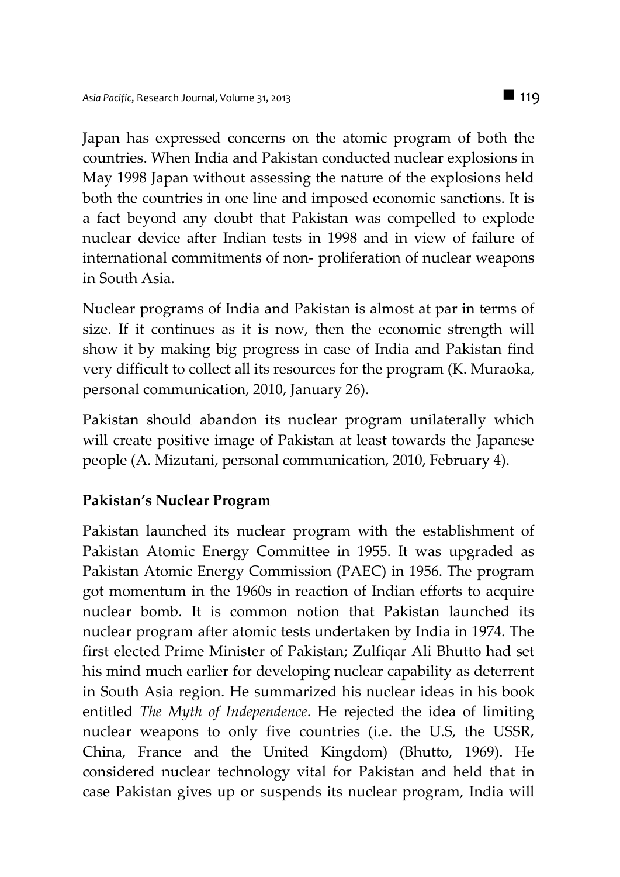Japan has expressed concerns on the atomic program of both the countries. When India and Pakistan conducted nuclear explosions in May 1998 Japan without assessing the nature of the explosions held both the countries in one line and imposed economic sanctions. It is a fact beyond any doubt that Pakistan was compelled to explode nuclear device after Indian tests in 1998 and in view of failure of international commitments of non- proliferation of nuclear weapons in South Asia.

Nuclear programs of India and Pakistan is almost at par in terms of size. If it continues as it is now, then the economic strength will show it by making big progress in case of India and Pakistan find very difficult to collect all its resources for the program (K. Muraoka, personal communication, 2010, January 26).

Pakistan should abandon its nuclear program unilaterally which will create positive image of Pakistan at least towards the Japanese people (A. Mizutani, personal communication, 2010, February 4).

## Pakistan's Nuclear Program

Pakistan launched its nuclear program with the establishment of Pakistan Atomic Energy Committee in 1955. It was upgraded as Pakistan Atomic Energy Commission (PAEC) in 1956. The program got momentum in the 1960s in reaction of Indian efforts to acquire nuclear bomb. It is common notion that Pakistan launched its nuclear program after atomic tests undertaken by India in 1974. The first elected Prime Minister of Pakistan; Zulfiqar Ali Bhutto had set his mind much earlier for developing nuclear capability as deterrent in South Asia region. He summarized his nuclear ideas in his book entitled *The Myth of Independence*. He rejected the idea of limiting nuclear weapons to only five countries (i.e. the U.S, the USSR, China, France and the United Kingdom) (Bhutto, 1969). He considered nuclear technology vital for Pakistan and held that in case Pakistan gives up or suspends its nuclear program, India will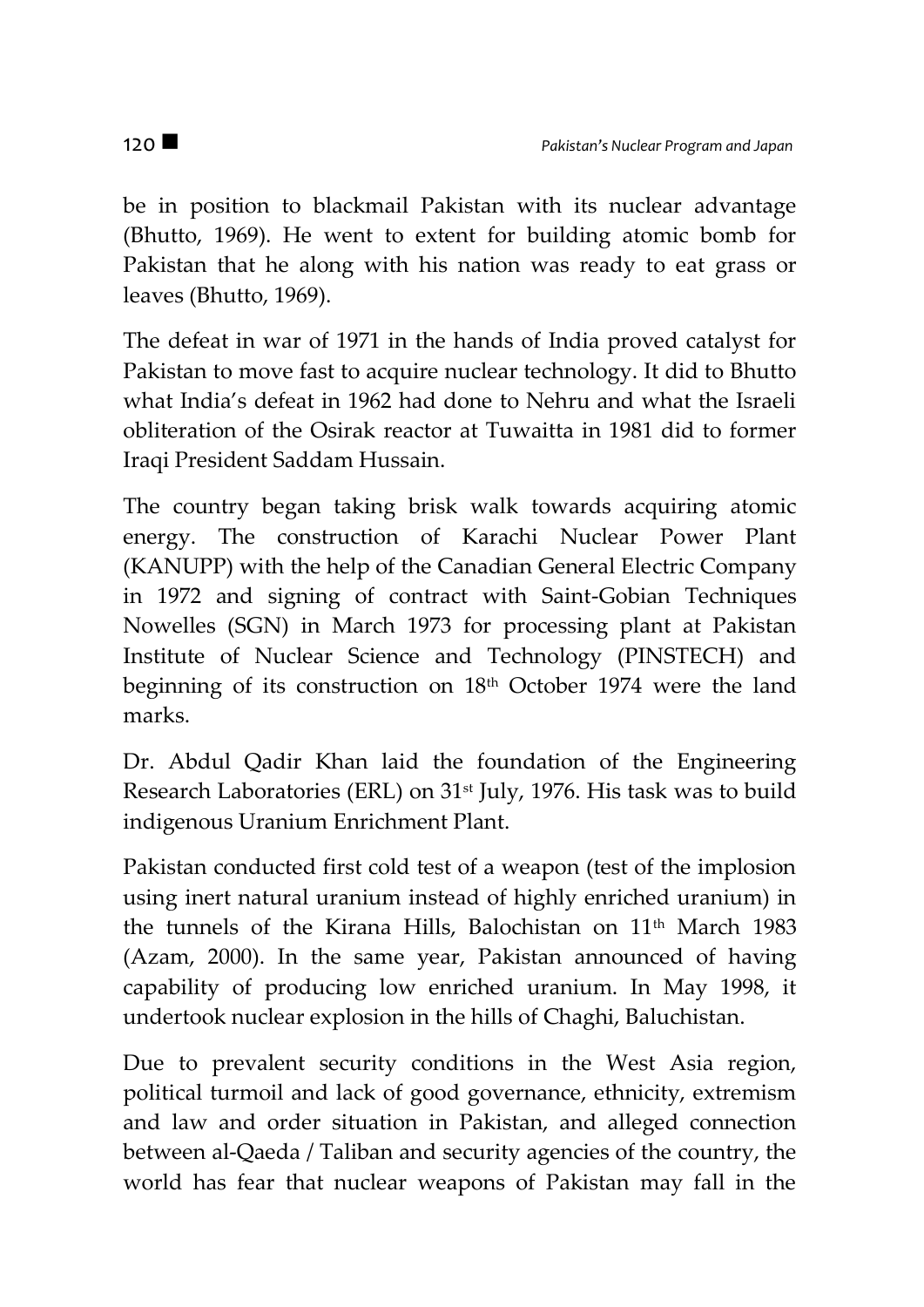be in position to blackmail Pakistan with its nuclear advantage (Bhutto, 1969). He went to extent for building atomic bomb for Pakistan that he along with his nation was ready to eat grass or leaves (Bhutto, 1969).

The defeat in war of 1971 in the hands of India proved catalyst for Pakistan to move fast to acquire nuclear technology. It did to Bhutto what India's defeat in 1962 had done to Nehru and what the Israeli obliteration of the Osirak reactor at Tuwaitta in 1981 did to former Iraqi President Saddam Hussain.

The country began taking brisk walk towards acquiring atomic energy. The construction of Karachi Nuclear Power Plant (KANUPP) with the help of the Canadian General Electric Company in 1972 and signing of contract with Saint-Gobian Techniques Nowelles (SGN) in March 1973 for processing plant at Pakistan Institute of Nuclear Science and Technology (PINSTECH) and beginning of its construction on 18th October 1974 were the land marks.

Dr. Abdul Qadir Khan laid the foundation of the Engineering Research Laboratories (ERL) on 31st July, 1976. His task was to build indigenous Uranium Enrichment Plant.

Pakistan conducted first cold test of a weapon (test of the implosion using inert natural uranium instead of highly enriched uranium) in the tunnels of the Kirana Hills, Balochistan on 11th March 1983 (Azam, 2000). In the same year, Pakistan announced of having capability of producing low enriched uranium. In May 1998, it undertook nuclear explosion in the hills of Chaghi, Baluchistan.

Due to prevalent security conditions in the West Asia region, political turmoil and lack of good governance, ethnicity, extremism and law and order situation in Pakistan, and alleged connection between al-Qaeda / Taliban and security agencies of the country, the world has fear that nuclear weapons of Pakistan may fall in the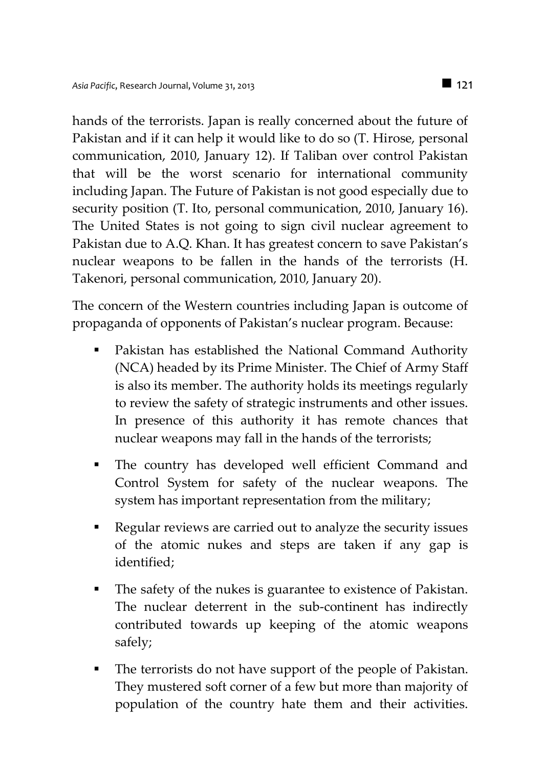hands of the terrorists. Japan is really concerned about the future of Pakistan and if it can help it would like to do so (T. Hirose, personal communication, 2010, January 12). If Taliban over control Pakistan that will be the worst scenario for international community including Japan. The Future of Pakistan is not good especially due to security position (T. Ito, personal communication, 2010, January 16). The United States is not going to sign civil nuclear agreement to Pakistan due to A.Q. Khan. It has greatest concern to save Pakistan's nuclear weapons to be fallen in the hands of the terrorists (H. Takenori, personal communication, 2010, January 20).

The concern of the Western countries including Japan is outcome of propaganda of opponents of Pakistan's nuclear program. Because:

- Pakistan has established the National Command Authority (NCA) headed by its Prime Minister. The Chief of Army Staff is also its member. The authority holds its meetings regularly to review the safety of strategic instruments and other issues. In presence of this authority it has remote chances that nuclear weapons may fall in the hands of the terrorists;
- The country has developed well efficient Command and Control System for safety of the nuclear weapons. The system has important representation from the military;
- Regular reviews are carried out to analyze the security issues of the atomic nukes and steps are taken if any gap is identified;
- The safety of the nukes is guarantee to existence of Pakistan. The nuclear deterrent in the sub-continent has indirectly contributed towards up keeping of the atomic weapons safely;
- The terrorists do not have support of the people of Pakistan. They mustered soft corner of a few but more than majority of population of the country hate them and their activities.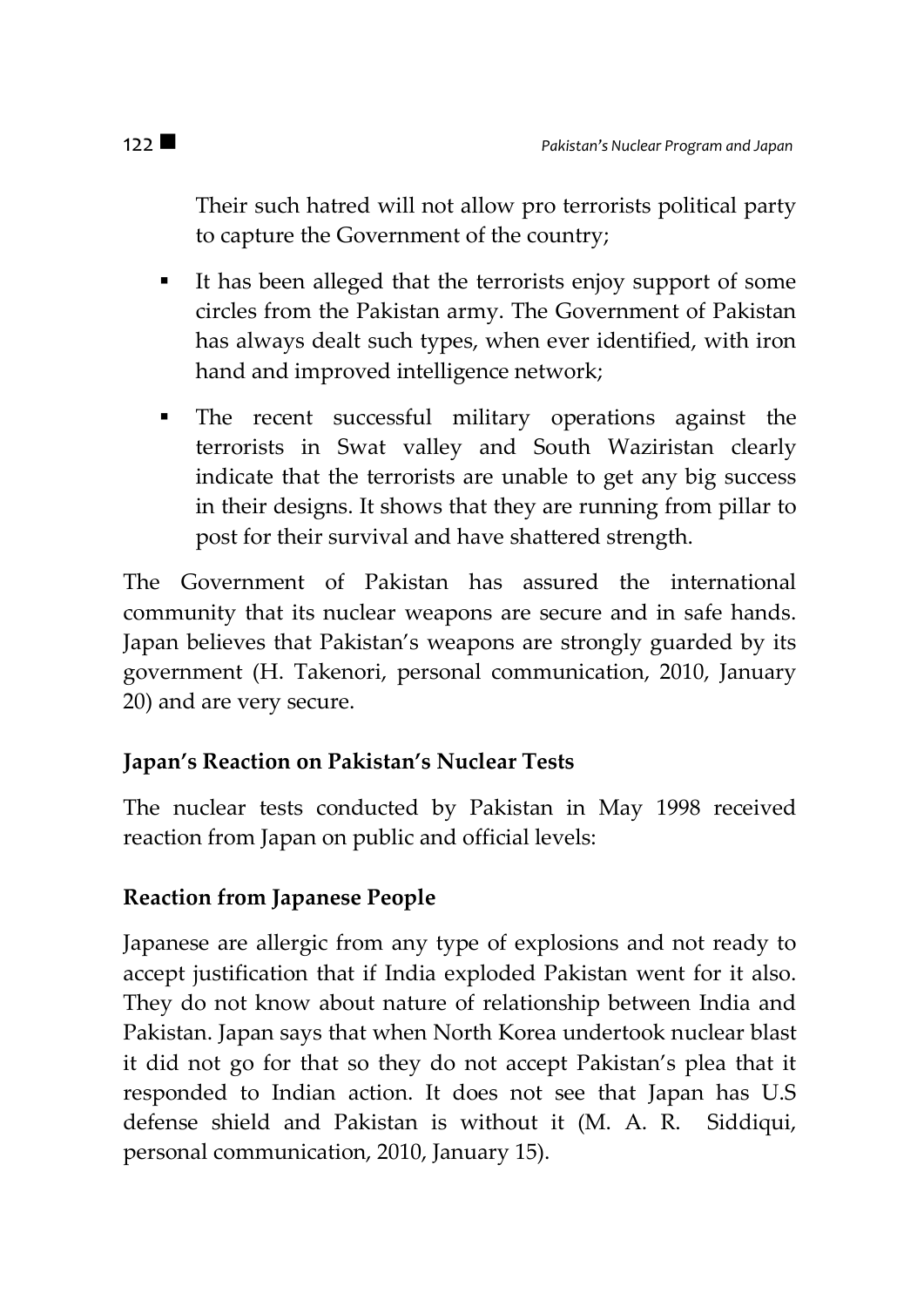Their such hatred will not allow pro terrorists political party to capture the Government of the country;

- It has been alleged that the terrorists enjoy support of some circles from the Pakistan army. The Government of Pakistan has always dealt such types, when ever identified, with iron hand and improved intelligence network;
- The recent successful military operations against the terrorists in Swat valley and South Waziristan clearly indicate that the terrorists are unable to get any big success in their designs. It shows that they are running from pillar to post for their survival and have shattered strength.

The Government of Pakistan has assured the international community that its nuclear weapons are secure and in safe hands. Japan believes that Pakistan's weapons are strongly guarded by its government (H. Takenori, personal communication, 2010, January 20) and are very secure.

**Japan's Reaction on Pakistan's Nuclear Tests**

The nuclear tests conducted by Pakistan in May 1998 received reaction from Japan on public and official levels:

**Reaction from Japanese People**

Japanese are allergic from any type of explosions and not ready to accept justification that if India exploded Pakistan went for it also. They do not know about nature of relationship between India and Pakistan. Japan says that when North Korea undertook nuclear blast it did not go for that so they do not accept Pakistan's plea that it responded to Indian action. It does not see that Japan has U.S defense shield and Pakistan is without it (M. A. R. Siddiqui, personal communication, 2010, January 15).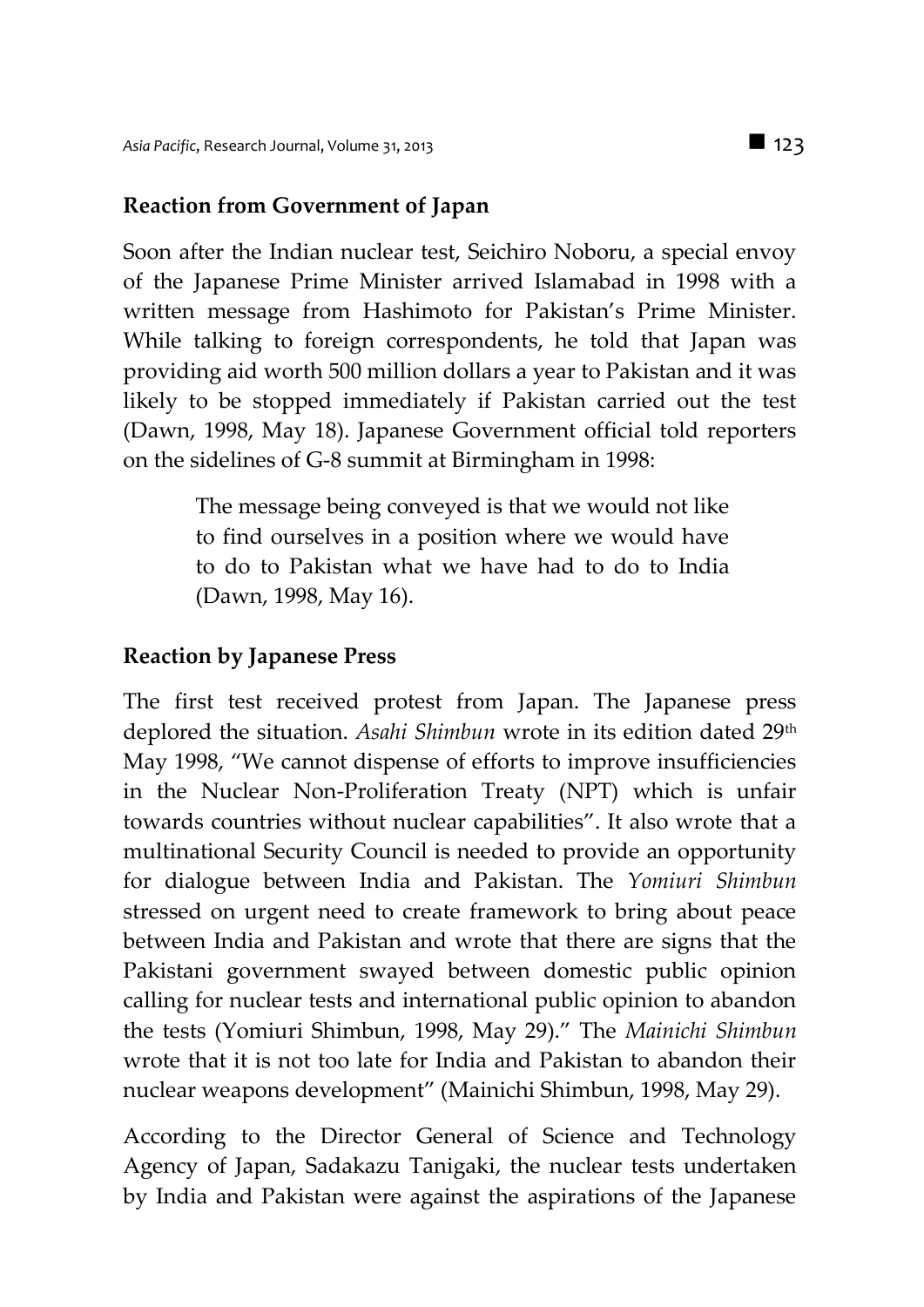## Reaction from Government of Japan

Soon after the Indian nuclear test, Seichiro Noboru, a special envoy of the Japanese Prime Minister arrived Islamabad in 1998 with a written message from Hashimoto for Pakistan's Prime Minister. While talking to foreign correspondents, he told that Japan was providing aid worth 500 million dollars a year to Pakistan and it was likely to be stopped immediately if Pakistan carried out the test (Dawn, 1998, May 18). Japanese Government official told reporters on the sidelines of G-8 summit at Birmingham in 1998:

> The message being conveyed is that we would not like to find ourselves in a position where we would have to do to Pakistan what we have had to do to India (Dawn, 1998, May 16).

## Reaction by Japanese Press

The first test received protest from Japan. The Japanese press deplored the situation. *Asahi Shimbun* wrote in its edition dated 29th May 1998, "We cannot dispense of efforts to improve insufficiencies in the Nuclear Non-Proliferation Treaty (NPT) which is unfair towards countries without nuclear capabilities". It also wrote that a multinational Security Council is needed to provide an opportunity for dialogue between India and Pakistan. The *Yomiuri Shimbun* stressed on urgent need to create framework to bring about peace between India and Pakistan and wrote that there are signs that the Pakistani government swayed between domestic public opinion calling for nuclear tests and international public opinion to abandon the tests (Yomiuri Shimbun, 1998, May 29)." The *Mainichi Shimbun* wrote that it is not too late for India and Pakistan to abandon their nuclear weapons development" (Mainichi Shimbun, 1998, May 29).

According to the Director General of Science and Technology Agency of Japan, Sadakazu Tanigaki, the nuclear tests undertaken by India and Pakistan were against the aspirations of the Japanese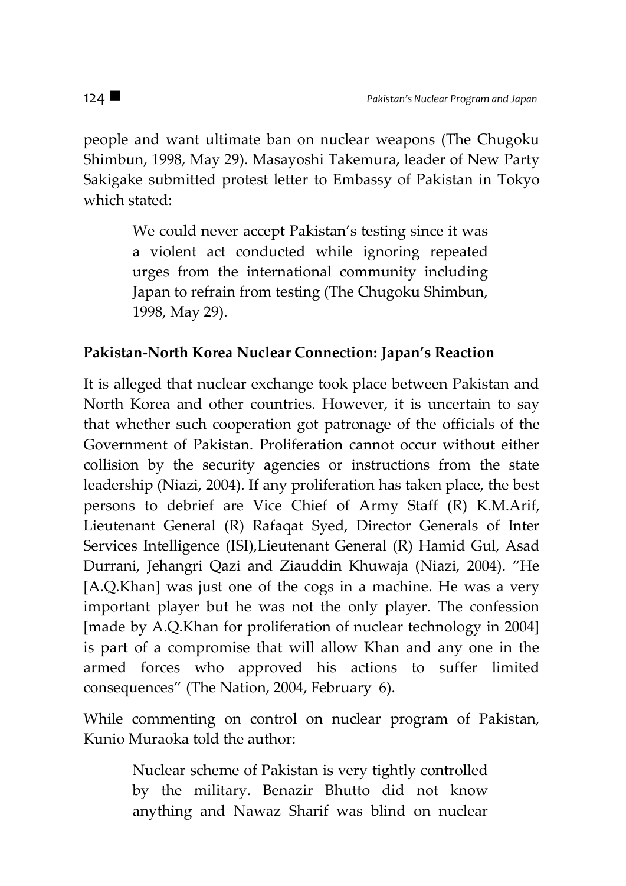people and want ultimate ban on nuclear weapons (The Chugoku Shimbun, 1998, May 29). Masayoshi Takemura, leader of New Party Sakigake submitted protest letter to Embassy of Pakistan in Tokyo which stated:

> We could never accept Pakistan's testing since it was a violent act conducted while ignoring repeated urges from the international community including Japan to refrain from testing (The Chugoku Shimbun, 1998, May 29).

**Pakistan-North Korea Nuclear Connection: Japan's Reaction**

It is alleged that nuclear exchange took place between Pakistan and North Korea and other countries. However, it is uncertain to say that whether such cooperation got patronage of the officials of the Government of Pakistan. Proliferation cannot occur without either collision by the security agencies or instructions from the state leadership (Niazi, 2004). If any proliferation has taken place, the best persons to debrief are Vice Chief of Army Staff (R) K.M.Arif, Lieutenant General (R) Rafaqat Syed, Director Generals of Inter Services Intelligence (ISI),Lieutenant General (R) Hamid Gul, Asad Durrani, Jehangri Qazi and Ziauddin Khuwaja (Niazi, 2004). "He [A.Q.Khan] was just one of the cogs in a machine. He was a very important player but he was not the only player. The confession [made by A.Q.Khan for proliferation of nuclear technology in 2004] is part of a compromise that will allow Khan and any one in the armed forces who approved his actions to suffer limited consequences" (The Nation, 2004, February 6).

While commenting on control on nuclear program of Pakistan, Kunio Muraoka told the author:

> Nuclear scheme of Pakistan is very tightly controlled by the military. Benazir Bhutto did not know anything and Nawaz Sharif was blind on nuclear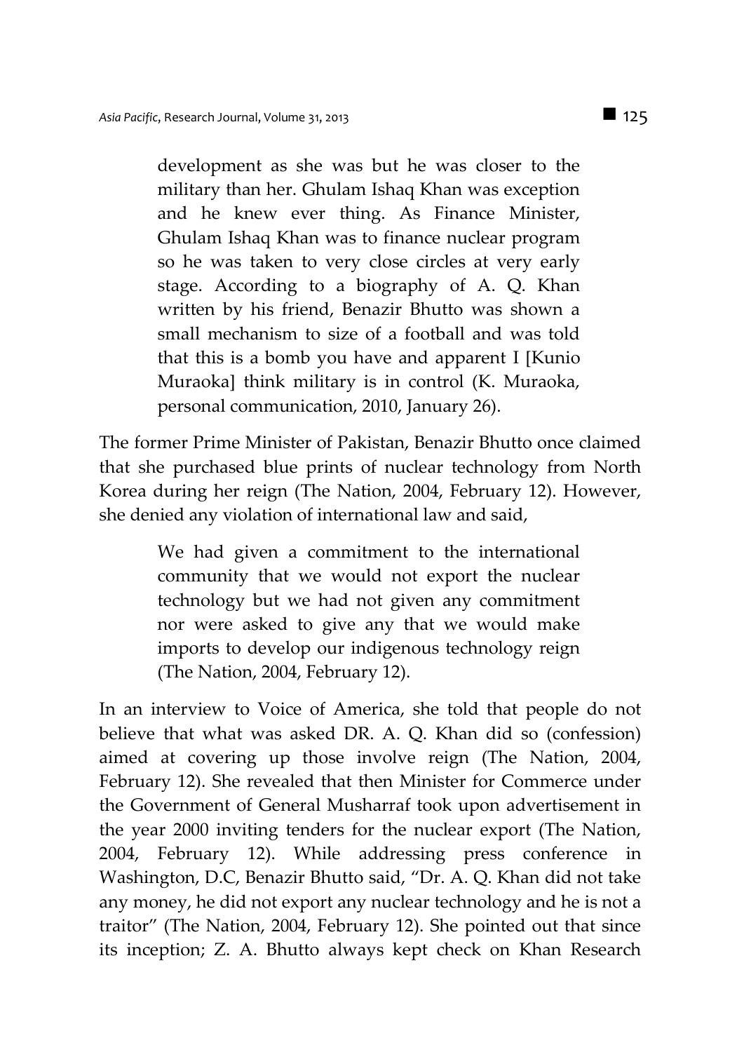> development as she was but he was closer to the military than her. Ghulam Ishaq Khan was exception and he knew ever thing. As Finance Minister, Ghulam Ishaq Khan was to finance nuclear program so he was taken to very close circles at very early stage. According to a biography of A. Q. Khan written by his friend, Benazir Bhutto was shown a small mechanism to size of a football and was told that this is a bomb you have and apparent I [Kunio Muraoka] think military is in control (K. Muraoka, personal communication, 2010, January 26).

The former Prime Minister of Pakistan, Benazir Bhutto once claimed that she purchased blue prints of nuclear technology from North Korea during her reign (The Nation, 2004, February 12). However, she denied any violation of international law and said,

> We had given a commitment to the international community that we would not export the nuclear technology but we had not given any commitment nor were asked to give any that we would make imports to develop our indigenous technology reign (The Nation, 2004, February 12).

In an interview to Voice of America, she told that people do not believe that what was asked DR. A. Q. Khan did so (confession) aimed at covering up those involve reign (The Nation, 2004, February 12). She revealed that then Minister for Commerce under the Government of General Musharraf took upon advertisement in the year 2000 inviting tenders for the nuclear export (The Nation, 2004, February 12). While addressing press conference in Washington, D.C, Benazir Bhutto said, "Dr. A. Q. Khan did not take any money, he did not export any nuclear technology and he is not a traitor" (The Nation, 2004, February 12). She pointed out that since its inception; Z. A. Bhutto always kept check on Khan Research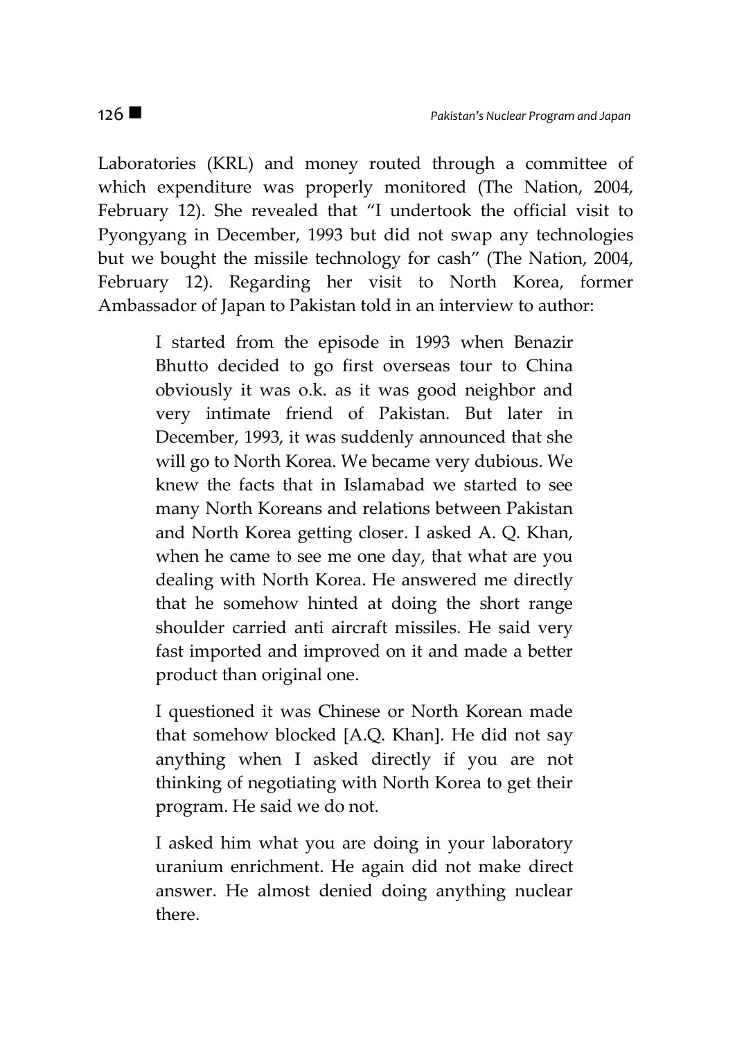Laboratories (KRL) and money routed through a committee of which expenditure was properly monitored (The Nation, 2004, February 12). She revealed that "I undertook the official visit to Pyongyang in December, 1993 but did not swap any technologies but we bought the missile technology for cash" (The Nation, 2004, February 12). Regarding her visit to North Korea, former Ambassador of Japan to Pakistan told in an interview to author:

> I started from the episode in 1993 when Benazir Bhutto decided to go first overseas tour to China obviously it was o.k. as it was good neighbor and very intimate friend of Pakistan. But later in December, 1993, it was suddenly announced that she will go to North Korea. We became very dubious. We knew the facts that in Islamabad we started to see many North Koreans and relations between Pakistan and North Korea getting closer. I asked A. Q. Khan, when he came to see me one day, that what are you dealing with North Korea. He answered me directly that he somehow hinted at doing the short range shoulder carried anti aircraft missiles. He said very fast imported and improved on it and made a better product than original one.
>
> I questioned it was Chinese or North Korean made that somehow blocked [A.Q. Khan]. He did not say anything when I asked directly if you are not thinking of negotiating with North Korea to get their program. He said we do not.
>
> I asked him what you are doing in your laboratory uranium enrichment. He again did not make direct answer. He almost denied doing anything nuclear there.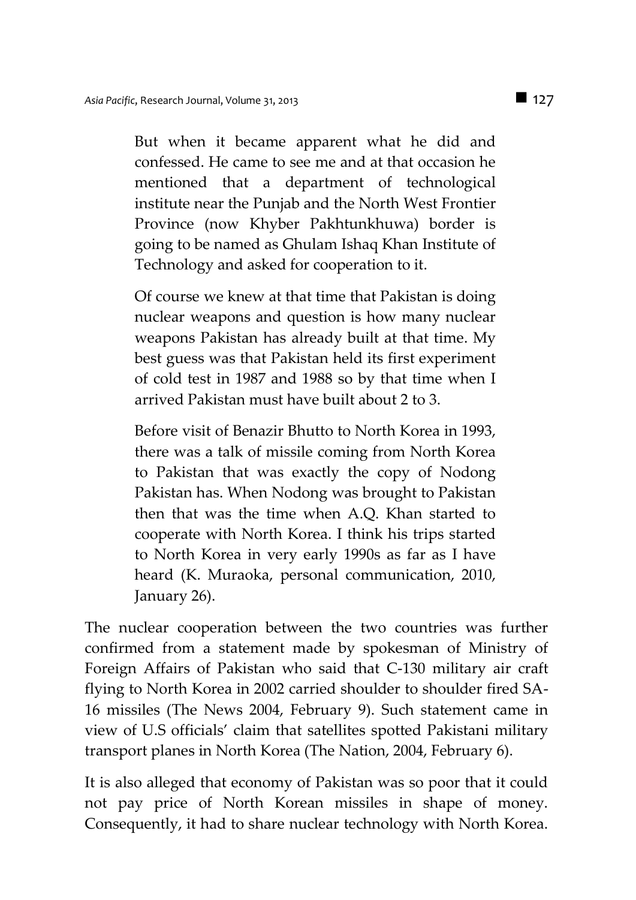> But when it became apparent what he did and confessed. He came to see me and at that occasion he mentioned that a department of technological institute near the Punjab and the North West Frontier Province (now Khyber Pakhtunkhuwa) border is going to be named as Ghulam Ishaq Khan Institute of Technology and asked for cooperation to it.
>
> Of course we knew at that time that Pakistan is doing nuclear weapons and question is how many nuclear weapons Pakistan has already built at that time. My best guess was that Pakistan held its first experiment of cold test in 1987 and 1988 so by that time when I arrived Pakistan must have built about 2 to 3.
>
> Before visit of Benazir Bhutto to North Korea in 1993, there was a talk of missile coming from North Korea to Pakistan that was exactly the copy of Nodong Pakistan has. When Nodong was brought to Pakistan then that was the time when A.Q. Khan started to cooperate with North Korea. I think his trips started to North Korea in very early 1990s as far as I have heard (K. Muraoka, personal communication, 2010, January 26).

The nuclear cooperation between the two countries was further confirmed from a statement made by spokesman of Ministry of Foreign Affairs of Pakistan who said that C-130 military air craft flying to North Korea in 2002 carried shoulder to shoulder fired SA-16 missiles (The News 2004, February 9). Such statement came in view of U.S officials' claim that satellites spotted Pakistani military transport planes in North Korea (The Nation, 2004, February 6).

It is also alleged that economy of Pakistan was so poor that it could not pay price of North Korean missiles in shape of money. Consequently, it had to share nuclear technology with North Korea.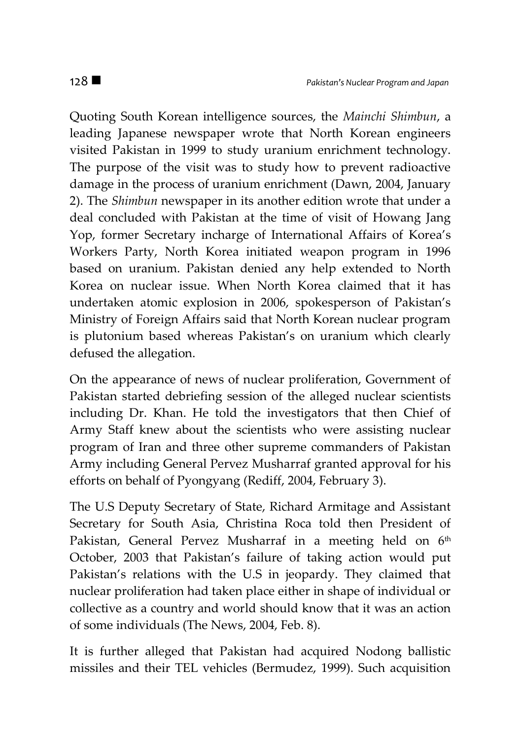Quoting South Korean intelligence sources, the *Mainchi Shimbun*, a leading Japanese newspaper wrote that North Korean engineers visited Pakistan in 1999 to study uranium enrichment technology. The purpose of the visit was to study how to prevent radioactive damage in the process of uranium enrichment (Dawn, 2004, January 2). The *Shimbun* newspaper in its another edition wrote that under a deal concluded with Pakistan at the time of visit of Howang Jang Yop, former Secretary incharge of International Affairs of Korea's Workers Party, North Korea initiated weapon program in 1996 based on uranium. Pakistan denied any help extended to North Korea on nuclear issue. When North Korea claimed that it has undertaken atomic explosion in 2006, spokesperson of Pakistan's Ministry of Foreign Affairs said that North Korean nuclear program is plutonium based whereas Pakistan's on uranium which clearly defused the allegation.

On the appearance of news of nuclear proliferation, Government of Pakistan started debriefing session of the alleged nuclear scientists including Dr. Khan. He told the investigators that then Chief of Army Staff knew about the scientists who were assisting nuclear program of Iran and three other supreme commanders of Pakistan Army including General Pervez Musharraf granted approval for his efforts on behalf of Pyongyang (Rediff, 2004, February 3).

The U.S Deputy Secretary of State, Richard Armitage and Assistant Secretary for South Asia, Christina Roca told then President of Pakistan, General Pervez Musharraf in a meeting held on 6th October, 2003 that Pakistan's failure of taking action would put Pakistan's relations with the U.S in jeopardy. They claimed that nuclear proliferation had taken place either in shape of individual or collective as a country and world should know that it was an action of some individuals (The News, 2004, Feb. 8).

It is further alleged that Pakistan had acquired Nodong ballistic missiles and their TEL vehicles (Bermudez, 1999). Such acquisition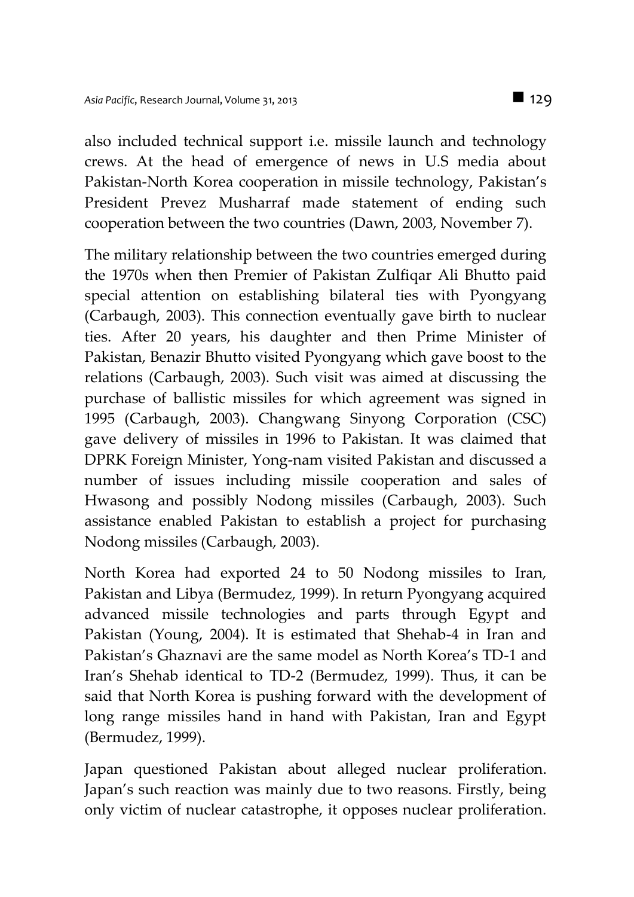also included technical support i.e. missile launch and technology crews. At the head of emergence of news in U.S media about Pakistan-North Korea cooperation in missile technology, Pakistan's President Prevez Musharraf made statement of ending such cooperation between the two countries (Dawn, 2003, November 7).

The military relationship between the two countries emerged during the 1970s when then Premier of Pakistan Zulfiqar Ali Bhutto paid special attention on establishing bilateral ties with Pyongyang (Carbaugh, 2003). This connection eventually gave birth to nuclear ties. After 20 years, his daughter and then Prime Minister of Pakistan, Benazir Bhutto visited Pyongyang which gave boost to the relations (Carbaugh, 2003). Such visit was aimed at discussing the purchase of ballistic missiles for which agreement was signed in 1995 (Carbaugh, 2003). Changwang Sinyong Corporation (CSC) gave delivery of missiles in 1996 to Pakistan. It was claimed that DPRK Foreign Minister, Yong-nam visited Pakistan and discussed a number of issues including missile cooperation and sales of Hwasong and possibly Nodong missiles (Carbaugh, 2003). Such assistance enabled Pakistan to establish a project for purchasing Nodong missiles (Carbaugh, 2003).

North Korea had exported 24 to 50 Nodong missiles to Iran, Pakistan and Libya (Bermudez, 1999). In return Pyongyang acquired advanced missile technologies and parts through Egypt and Pakistan (Young, 2004). It is estimated that Shehab-4 in Iran and Pakistan's Ghaznavi are the same model as North Korea's TD-1 and Iran's Shehab identical to TD-2 (Bermudez, 1999). Thus, it can be said that North Korea is pushing forward with the development of long range missiles hand in hand with Pakistan, Iran and Egypt (Bermudez, 1999).

Japan questioned Pakistan about alleged nuclear proliferation. Japan's such reaction was mainly due to two reasons. Firstly, being only victim of nuclear catastrophe, it opposes nuclear proliferation.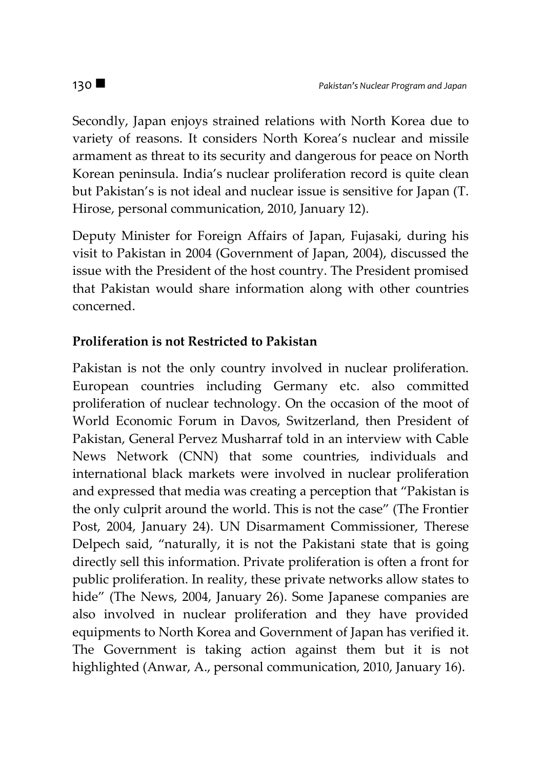Secondly, Japan enjoys strained relations with North Korea due to variety of reasons. It considers North Korea's nuclear and missile armament as threat to its security and dangerous for peace on North Korean peninsula. India's nuclear proliferation record is quite clean but Pakistan's is not ideal and nuclear issue is sensitive for Japan (T. Hirose, personal communication, 2010, January 12).

Deputy Minister for Foreign Affairs of Japan, Fujasaki, during his visit to Pakistan in 2004 (Government of Japan, 2004), discussed the issue with the President of the host country. The President promised that Pakistan would share information along with other countries concerned.

## Proliferation is not Restricted to Pakistan

Pakistan is not the only country involved in nuclear proliferation. European countries including Germany etc. also committed proliferation of nuclear technology. On the occasion of the moot of World Economic Forum in Davos, Switzerland, then President of Pakistan, General Pervez Musharraf told in an interview with Cable News Network (CNN) that some countries, individuals and international black markets were involved in nuclear proliferation and expressed that media was creating a perception that "Pakistan is the only culprit around the world. This is not the case" (The Frontier Post, 2004, January 24). UN Disarmament Commissioner, Therese Delpech said, "naturally, it is not the Pakistani state that is going directly sell this information. Private proliferation is often a front for public proliferation. In reality, these private networks allow states to hide" (The News, 2004, January 26). Some Japanese companies are also involved in nuclear proliferation and they have provided equipments to North Korea and Government of Japan has verified it. The Government is taking action against them but it is not highlighted (Anwar, A., personal communication, 2010, January 16).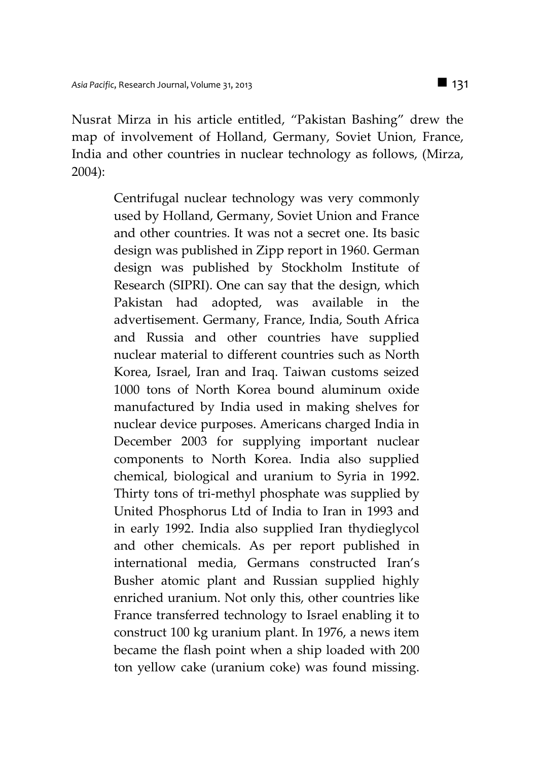Nusrat Mirza in his article entitled, "Pakistan Bashing" drew the map of involvement of Holland, Germany, Soviet Union, France, India and other countries in nuclear technology as follows, (Mirza, 2004):

> Centrifugal nuclear technology was very commonly used by Holland, Germany, Soviet Union and France and other countries. It was not a secret one. Its basic design was published in Zipp report in 1960. German design was published by Stockholm Institute of Research (SIPRI). One can say that the design, which Pakistan had adopted, was available in the advertisement. Germany, France, India, South Africa and Russia and other countries have supplied nuclear material to different countries such as North Korea, Israel, Iran and Iraq. Taiwan customs seized 1000 tons of North Korea bound aluminum oxide manufactured by India used in making shelves for nuclear device purposes. Americans charged India in December 2003 for supplying important nuclear components to North Korea. India also supplied chemical, biological and uranium to Syria in 1992. Thirty tons of tri-methyl phosphate was supplied by United Phosphorus Ltd of India to Iran in 1993 and in early 1992. India also supplied Iran thydieglycol and other chemicals. As per report published in international media, Germans constructed Iran's Busher atomic plant and Russian supplied highly enriched uranium. Not only this, other countries like France transferred technology to Israel enabling it to construct 100 kg uranium plant. In 1976, a news item became the flash point when a ship loaded with 200 ton yellow cake (uranium coke) was found missing.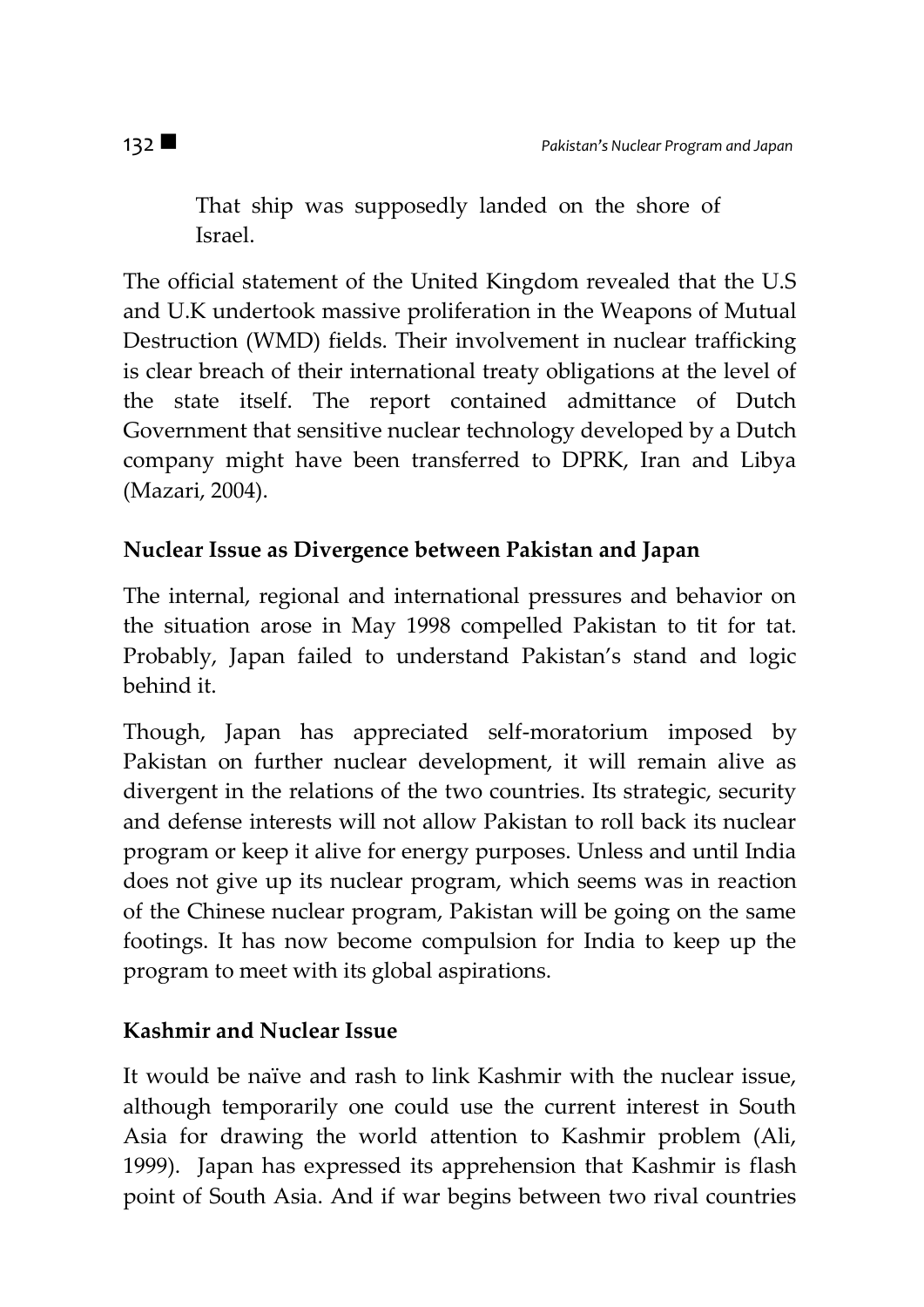That ship was supposedly landed on the shore of Israel.

The official statement of the United Kingdom revealed that the U.S and U.K undertook massive proliferation in the Weapons of Mutual Destruction (WMD) fields. Their involvement in nuclear trafficking is clear breach of their international treaty obligations at the level of the state itself. The report contained admittance of Dutch Government that sensitive nuclear technology developed by a Dutch company might have been transferred to DPRK, Iran and Libya (Mazari, 2004).

### Nuclear Issue as Divergence between Pakistan and Japan

The internal, regional and international pressures and behavior on the situation arose in May 1998 compelled Pakistan to tit for tat. Probably, Japan failed to understand Pakistan's stand and logic behind it.

Though, Japan has appreciated self-moratorium imposed by Pakistan on further nuclear development, it will remain alive as divergent in the relations of the two countries. Its strategic, security and defense interests will not allow Pakistan to roll back its nuclear program or keep it alive for energy purposes. Unless and until India does not give up its nuclear program, which seems was in reaction of the Chinese nuclear program, Pakistan will be going on the same footings. It has now become compulsion for India to keep up the program to meet with its global aspirations.

### Kashmir and Nuclear Issue

It would be naïve and rash to link Kashmir with the nuclear issue, although temporarily one could use the current interest in South Asia for drawing the world attention to Kashmir problem (Ali, 1999). Japan has expressed its apprehension that Kashmir is flash point of South Asia. And if war begins between two rival countries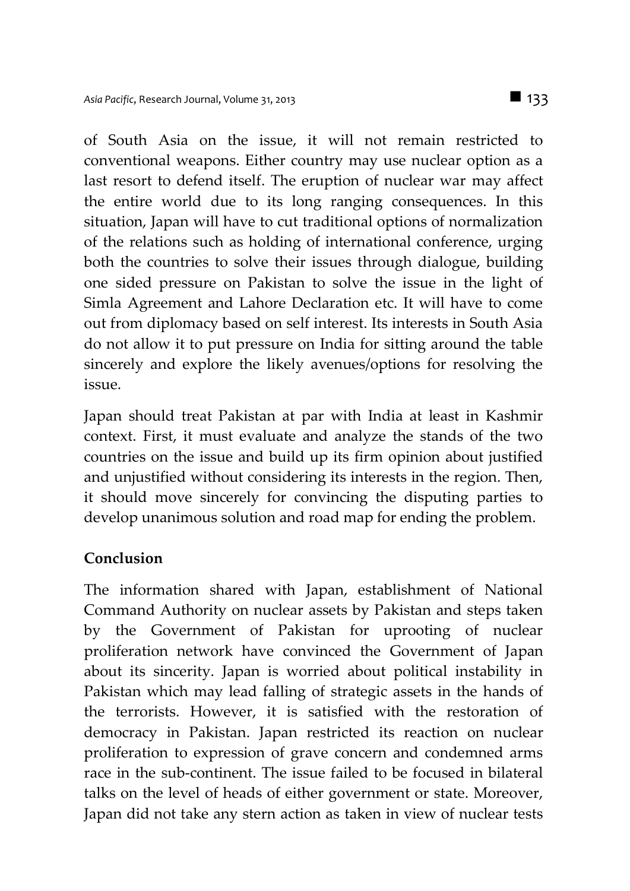of South Asia on the issue, it will not remain restricted to conventional weapons. Either country may use nuclear option as a last resort to defend itself. The eruption of nuclear war may affect the entire world due to its long ranging consequences. In this situation, Japan will have to cut traditional options of normalization of the relations such as holding of international conference, urging both the countries to solve their issues through dialogue, building one sided pressure on Pakistan to solve the issue in the light of Simla Agreement and Lahore Declaration etc. It will have to come out from diplomacy based on self interest. Its interests in South Asia do not allow it to put pressure on India for sitting around the table sincerely and explore the likely avenues/options for resolving the issue.

Japan should treat Pakistan at par with India at least in Kashmir context. First, it must evaluate and analyze the stands of the two countries on the issue and build up its firm opinion about justified and unjustified without considering its interests in the region. Then, it should move sincerely for convincing the disputing parties to develop unanimous solution and road map for ending the problem.

**Conclusion**

The information shared with Japan, establishment of National Command Authority on nuclear assets by Pakistan and steps taken by the Government of Pakistan for uprooting of nuclear proliferation network have convinced the Government of Japan about its sincerity. Japan is worried about political instability in Pakistan which may lead falling of strategic assets in the hands of the terrorists. However, it is satisfied with the restoration of democracy in Pakistan. Japan restricted its reaction on nuclear proliferation to expression of grave concern and condemned arms race in the sub-continent. The issue failed to be focused in bilateral talks on the level of heads of either government or state. Moreover, Japan did not take any stern action as taken in view of nuclear tests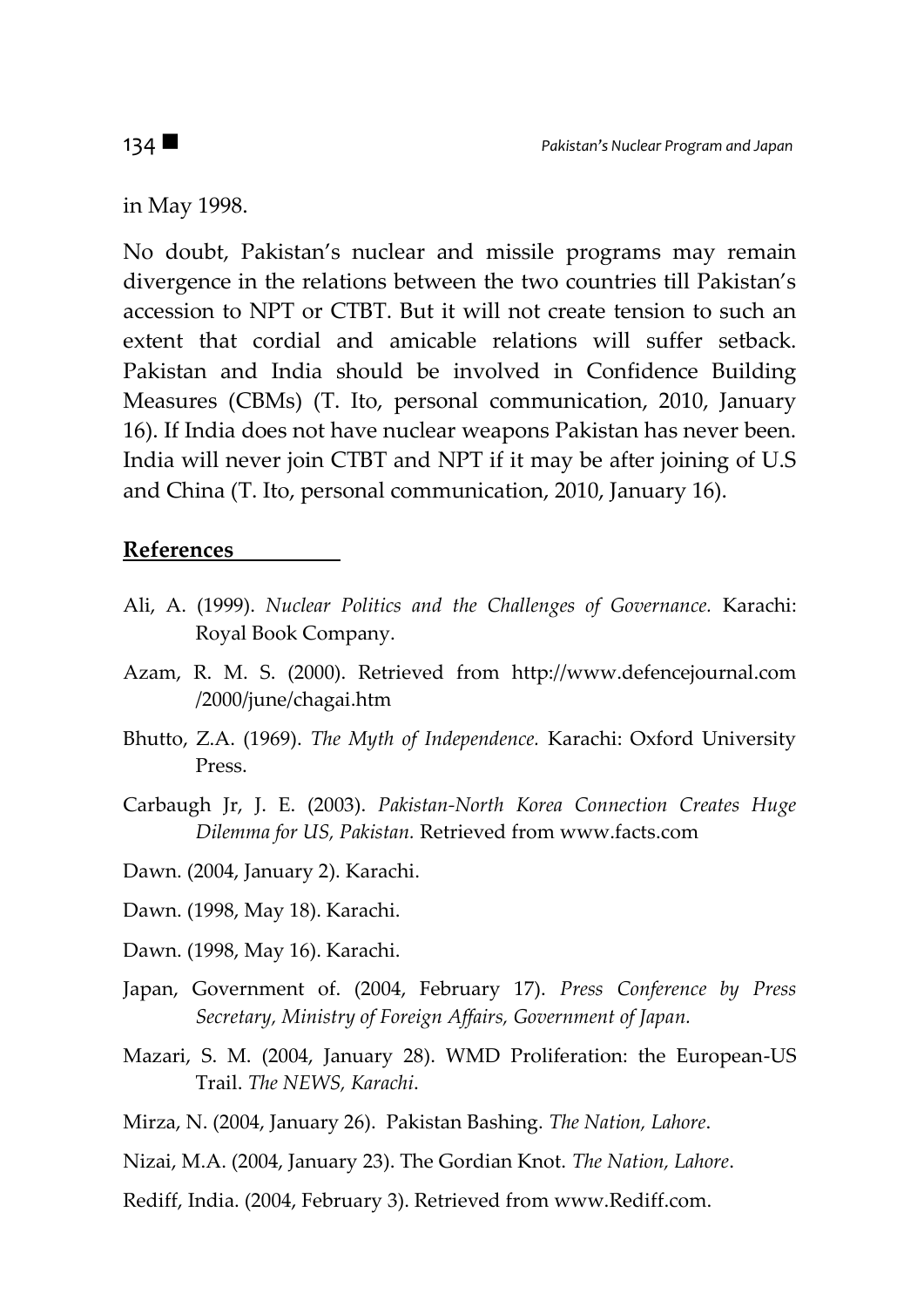in May 1998.

No doubt, Pakistan's nuclear and missile programs may remain divergence in the relations between the two countries till Pakistan's accession to NPT or CTBT. But it will not create tension to such an extent that cordial and amicable relations will suffer setback. Pakistan and India should be involved in Confidence Building Measures (CBMs) (T. Ito, personal communication, 2010, January 16). If India does not have nuclear weapons Pakistan has never been. India will never join CTBT and NPT if it may be after joining of U.S and China (T. Ito, personal communication, 2010, January 16).

**References**

Ali, A. (1999). *Nuclear Politics and the Challenges of Governance.* Karachi: Royal Book Company.

Azam, R. M. S. (2000). Retrieved from http://www.defencejournal.com /2000/june/chagai.htm

Bhutto, Z.A. (1969). *The Myth of Independence.* Karachi: Oxford University Press.

Carbaugh Jr, J. E. (2003). *Pakistan-North Korea Connection Creates Huge Dilemma for US, Pakistan.* Retrieved from www.facts.com

Dawn. (2004, January 2). Karachi.

Dawn. (1998, May 18). Karachi.

Dawn. (1998, May 16). Karachi.

Japan, Government of. (2004, February 17). *Press Conference by Press Secretary, Ministry of Foreign Affairs, Government of Japan.*

Mazari, S. M. (2004, January 28). WMD Proliferation: the European-US Trail. *The NEWS, Karachi*.

Mirza, N. (2004, January 26). Pakistan Bashing. *The Nation, Lahore*.

Nizai, M.A. (2004, January 23). The Gordian Knot. *The Nation, Lahore*.

Rediff, India. (2004, February 3). Retrieved from www.Rediff.com.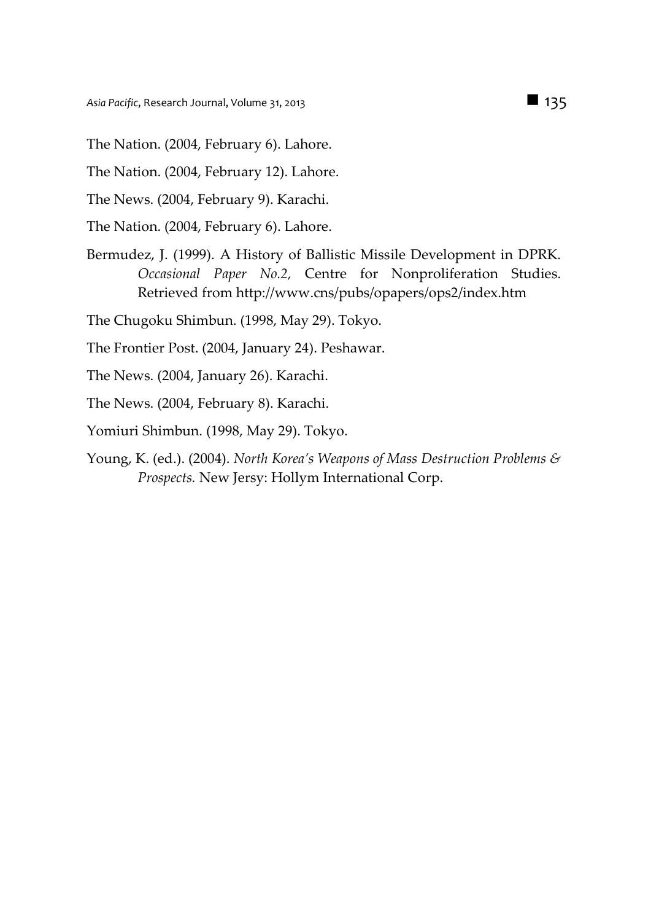The Nation. (2004, February 6). Lahore.

The Nation. (2004, February 12). Lahore.

The News. (2004, February 9). Karachi.

The Nation. (2004, February 6). Lahore.

Bermudez, J. (1999). A History of Ballistic Missile Development in DPRK. *Occasional Paper No.2,* Centre for Nonproliferation Studies. Retrieved from http://www.cns/pubs/opapers/ops2/index.htm

The Chugoku Shimbun. (1998, May 29). Tokyo.

The Frontier Post. (2004, January 24). Peshawar.

The News. (2004, January 26). Karachi.

The News. (2004, February 8). Karachi.

Yomiuri Shimbun. (1998, May 29). Tokyo.

Young, K. (ed.). (2004). *North Korea's Weapons of Mass Destruction Problems & Prospects.* New Jersy: Hollym International Corp.